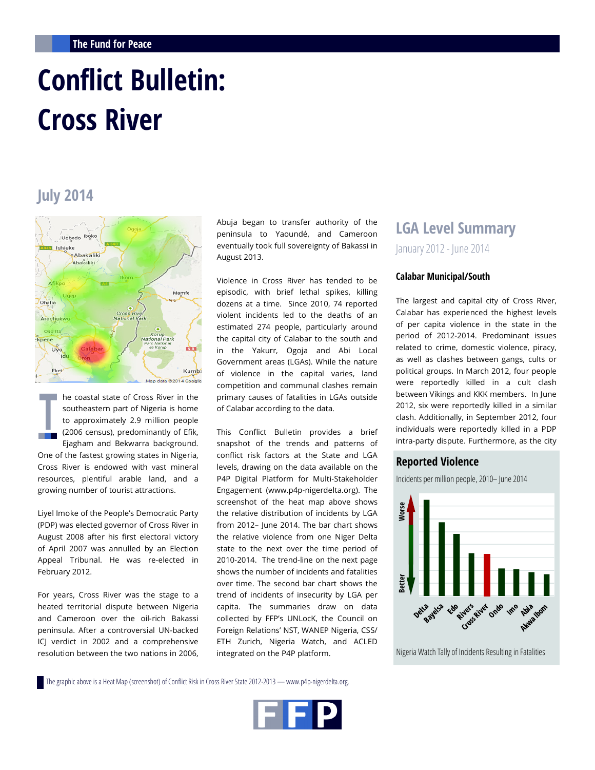# Conflict Bulletin: Cross River

## July 2014

The coastal state of Cross River in the southeastern part of Nigeria is home to approximately 2.9 million people (2006 census), predominantly of Efik, Ejagham and Bekwarra background. One of the fastest growing states in Nigeria, Cross River is endowed with vast mineral resources, plentiful arable land, and a growing number of tourist attractions.

Liyel Imoke of the People's Democratic Party (PDP) was elected governor of Cross River in August 2008 after his first electoral victory of April 2007 was annulled by an Election Appeal Tribunal. He was re-elected in February 2012.

For years, Cross River was the stage to a heated territorial dispute between Nigeria and Cameroon over the oil-rich Bakassi peninsula. After a controversial UN-backed ICJ verdict in 2002 and a comprehensive resolution between the two nations in 2006, Abuja began to transfer authority of the peninsula to Yaoundé, and Cameroon eventually took full sovereignty of Bakassi in August 2013.

Violence in Cross River has tended to be episodic, with brief lethal spikes, killing dozens at a time. Since 2010, 74 reported violent incidents led to the deaths of an estimated 274 people, particularly around the capital city of Calabar to the south and in the Yakurr, Ogoja and Abi Local Government areas (LGAs). While the nature of violence in the capital varies, land competition and communal clashes remain primary causes of fatalities in LGAs outside of Calabar according to the data.

This Conflict Bulletin provides a brief snapshot of the trends and patterns of conflict risk factors at the State and LGA levels, drawing on the data available on the P4P Digital Platform for Multi-Stakeholder Engagement (www.p4p-nigerdelta.org). The screenshot of the heat map above shows the relative distribution of incidents by LGA from 2012– June 2014. The bar chart shows the relative violence from one Niger Delta state to the next over the time period of 2010-2014. The trend-line on the next page shows the number of incidents and fatalities over time. The second bar chart shows the trend of incidents of insecurity by LGA per capita. The summaries draw on data collected by FFP's UNLocK, the Council on Foreign Relations' NST, WANEP Nigeria, CSS/ETH Zurich, Nigeria Watch, and ACLED integrated on the P4P platform.

## LGA Level Summary

January 2012 - June 2014

### Calabar Municipal/South

The largest and capital city of Cross River, Calabar has experienced the highest levels of per capita violence in the state in the period of 2012-2014. Predominant issues related to crime, domestic violence, piracy, as well as clashes between gangs, cults or political groups. In March 2012, four people were reportedly killed in a cult clash between Vikings and KKK members. In June 2012, six were reportedly killed in a similar clash. Additionally, in September 2012, four individuals were reportedly killed in a PDP intra-party dispute. Furthermore, as the city

### Reported Violence

Incidents per million people, 2010– June 2014

Worse / Better: Delta, Bayelsa, Edo, Rivers, Cross River, Ondo, Imo, Abia, Akwa Ibom

Nigeria Watch Tally of Incidents Resulting in Fatalities

The graphic above is a Heat Map (screenshot) of Conflict Risk in Cross River State 2012-2013 — www.p4p-nigerdelta.org.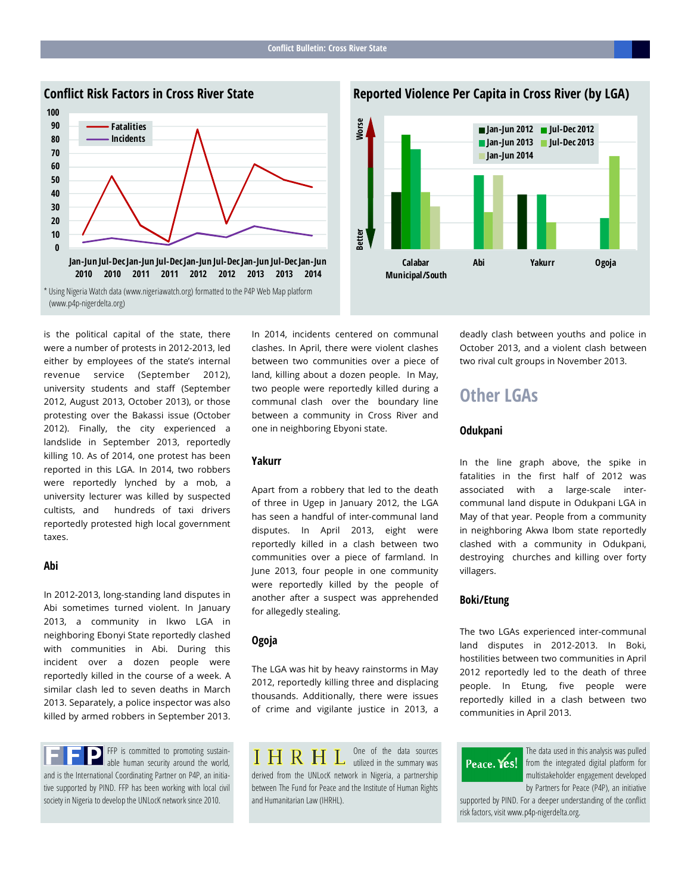## Conflict Risk Factors in Cross River State

100
90
80
70
60
50
40
30
20
10
0

Fatalities
Incidents

Jan-Jun 2010
Jul-Dec 2010
Jan-Jun 2011
Jul-Dec 2011
Jan-Jun 2012
Jul-Dec 2012
Jan-Jun 2013
Jul-Dec 2013
Jan-Jun 2014

\* Using Nigeria Watch data (www.nigeriawatch.org) formatted to the P4P Web Map platform (www.p4p-nigerdelta.org)

## Reported Violence Per Capita in Cross River (by LGA)

Worse
Better

Jan-Jun 2012
Jul-Dec 2012
Jan-Jun 2013
Jul-Dec 2013
Jan-Jun 2014

Calabar Municipal/South
Abi
Yakurr
Ogoja

is the political capital of the state, there were a number of protests in 2012-2013, led either by employees of the state's internal revenue service (September 2012), university students and staff (September 2012, August 2013, October 2013), or those protesting over the Bakassi issue (October 2012). Finally, the city experienced a landslide in September 2013, reportedly killing 10. As of 2014, one protest has been reported in this LGA. In 2014, two robbers were reportedly lynched by a mob, a university lecturer was killed by suspected cultists, and hundreds of taxi drivers reportedly protested high local government taxes.

### Abi

In 2012-2013, long-standing land disputes in Abi sometimes turned violent. In January 2013, a community in Ikwo LGA in neighboring Ebonyi State reportedly clashed with communities in Abi. During this incident over a dozen people were reportedly killed in the course of a week. A similar clash led to seven deaths in March 2013. Separately, a police inspector was also killed by armed robbers in September 2013.

In 2014, incidents centered on communal clashes. In April, there were violent clashes between two communities over a piece of land, killing about a dozen people. In May, two people were reportedly killed during a communal clash over the boundary line between a community in Cross River and one in neighboring Ebyoni state.

### Yakurr

Apart from a robbery that led to the death of three in Ugep in January 2012, the LGA has seen a handful of inter-communal land disputes. In April 2013, eight were reportedly killed in a clash between two communities over a piece of farmland. In June 2013, four people in one community were reportedly killed by the people of another after a suspect was apprehended for allegedly stealing.

### Ogoja

The LGA was hit by heavy rainstorms in May 2012, reportedly killing three and displacing thousands. Additionally, there were issues of crime and vigilante justice in 2013, a deadly clash between youths and police in October 2013, and a violent clash between two rival cult groups in November 2013.

## Other LGAs

### Odukpani

In the line graph above, the spike in fatalities in the first half of 2012 was associated with a large-scale inter-communal land dispute in Odukpani LGA in May of that year. People from a community in neighboring Akwa Ibom state reportedly clashed with a community in Odukpani, destroying churches and killing over forty villagers.

### Boki/Etung

The two LGAs experienced inter-communal land disputes in 2012-2013. In Boki, hostilities between two communities in April 2012 reportedly led to the death of three people. In Etung, five people were reportedly killed in a clash between two communities in April 2013.

FFP is committed to promoting sustainable human security around the world, and is the International Coordinating Partner on P4P, an initiative supported by PIND. FFP has been working with local civil society in Nigeria to develop the UNLocK network since 2010.

One of the data sources utilized in the summary was derived from the UNLocK network in Nigeria, a partnership between The Fund for Peace and the Institute of Human Rights and Humanitarian Law (IHRHL).

The data used in this analysis was pulled from the integrated digital platform for multistakeholder engagement developed by Partners for Peace (P4P), an initiative supported by PIND. For a deeper understanding of the conflict risk factors, visit www.p4p-nigerdelta.org.